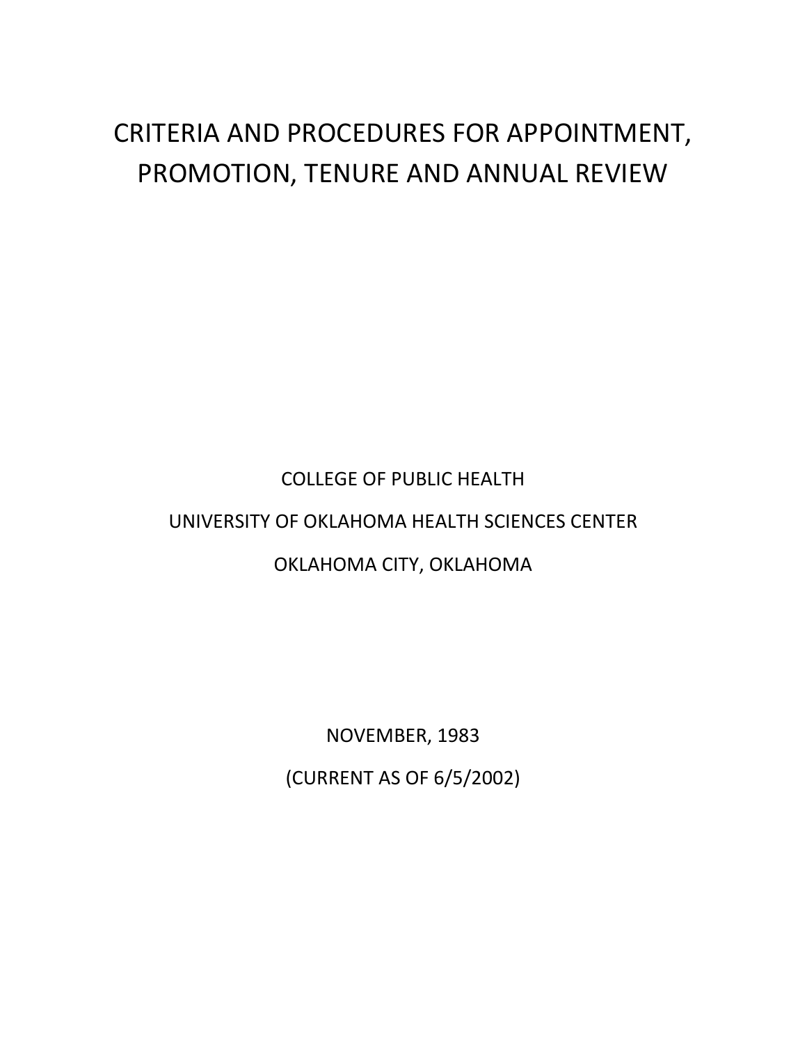# CRITERIA AND PROCEDURES FOR APPOINTMENT, PROMOTION, TENURE AND ANNUAL REVIEW

COLLEGE OF PUBLIC HEALTH

UNIVERSITY OF OKLAHOMA HEALTH SCIENCES CENTER

OKLAHOMA CITY, OKLAHOMA

NOVEMBER, 1983

(CURRENT AS OF 6/5/2002)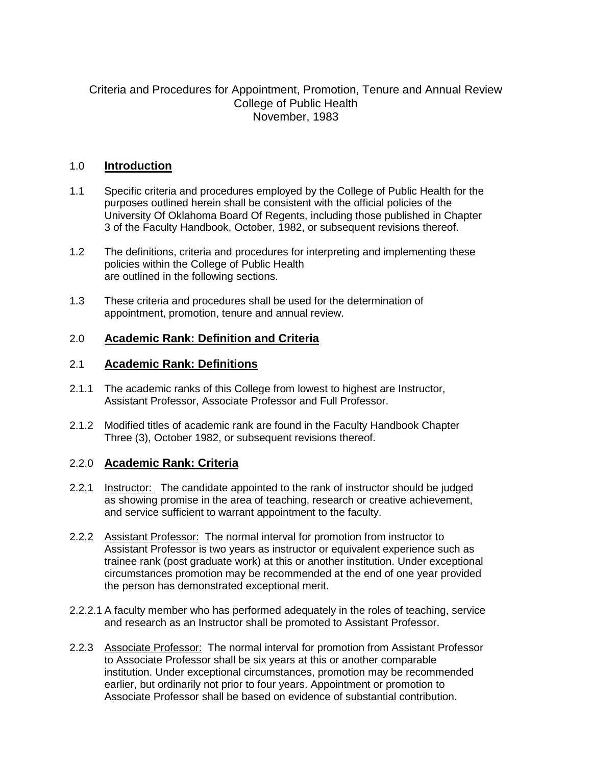Criteria and Procedures for Appointment, Promotion, Tenure and Annual Review
College of Public Health
November, 1983

## 1.0 **Introduction**

1.1 Specific criteria and procedures employed by the College of Public Health for the purposes outlined herein shall be consistent with the official policies of the University Of Oklahoma Board Of Regents, including those published in Chapter 3 of the Faculty Handbook, October, 1982, or subsequent revisions thereof.

1.2 The definitions, criteria and procedures for interpreting and implementing these policies within the College of Public Health are outlined in the following sections.

1.3 These criteria and procedures shall be used for the determination of appointment, promotion, tenure and annual review.

## 2.0 **Academic Rank: Definition and Criteria**

### 2.1 **Academic Rank: Definitions**

2.1.1 The academic ranks of this College from lowest to highest are Instructor, Assistant Professor, Associate Professor and Full Professor.

2.1.2 Modified titles of academic rank are found in the Faculty Handbook Chapter Three (3), October 1982, or subsequent revisions thereof.

### 2.2.0 **Academic Rank: Criteria**

2.2.1 Instructor: The candidate appointed to the rank of instructor should be judged as showing promise in the area of teaching, research or creative achievement, and service sufficient to warrant appointment to the faculty.

2.2.2 Assistant Professor: The normal interval for promotion from instructor to Assistant Professor is two years as instructor or equivalent experience such as trainee rank (post graduate work) at this or another institution. Under exceptional circumstances promotion may be recommended at the end of one year provided the person has demonstrated exceptional merit.

2.2.2.1 A faculty member who has performed adequately in the roles of teaching, service and research as an Instructor shall be promoted to Assistant Professor.

2.2.3 Associate Professor: The normal interval for promotion from Assistant Professor to Associate Professor shall be six years at this or another comparable institution. Under exceptional circumstances, promotion may be recommended earlier, but ordinarily not prior to four years. Appointment or promotion to Associate Professor shall be based on evidence of substantial contribution.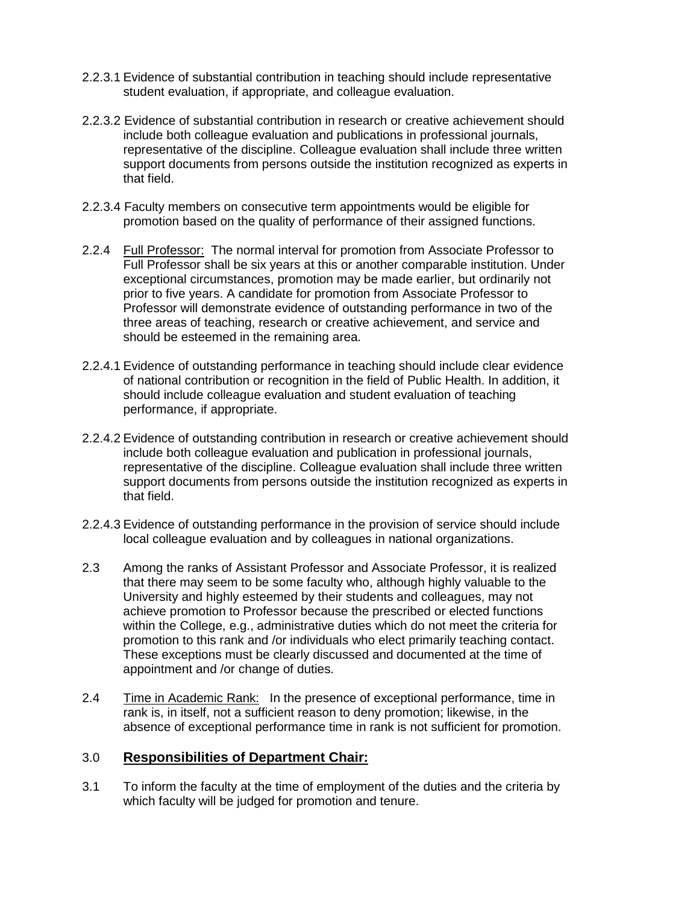2.2.3.1 Evidence of substantial contribution in teaching should include representative student evaluation, if appropriate, and colleague evaluation.

2.2.3.2 Evidence of substantial contribution in research or creative achievement should include both colleague evaluation and publications in professional journals, representative of the discipline. Colleague evaluation shall include three written support documents from persons outside the institution recognized as experts in that field.

2.2.3.4 Faculty members on consecutive term appointments would be eligible for promotion based on the quality of performance of their assigned functions.

2.2.4 Full Professor: The normal interval for promotion from Associate Professor to Full Professor shall be six years at this or another comparable institution. Under exceptional circumstances, promotion may be made earlier, but ordinarily not prior to five years. A candidate for promotion from Associate Professor to Professor will demonstrate evidence of outstanding performance in two of the three areas of teaching, research or creative achievement, and service and should be esteemed in the remaining area.

2.2.4.1 Evidence of outstanding performance in teaching should include clear evidence of national contribution or recognition in the field of Public Health. In addition, it should include colleague evaluation and student evaluation of teaching performance, if appropriate.

2.2.4.2 Evidence of outstanding contribution in research or creative achievement should include both colleague evaluation and publication in professional journals, representative of the discipline. Colleague evaluation shall include three written support documents from persons outside the institution recognized as experts in that field.

2.2.4.3 Evidence of outstanding performance in the provision of service should include local colleague evaluation and by colleagues in national organizations.

2.3 Among the ranks of Assistant Professor and Associate Professor, it is realized that there may seem to be some faculty who, although highly valuable to the University and highly esteemed by their students and colleagues, may not achieve promotion to Professor because the prescribed or elected functions within the College, e.g., administrative duties which do not meet the criteria for promotion to this rank and /or individuals who elect primarily teaching contact. These exceptions must be clearly discussed and documented at the time of appointment and /or change of duties.

2.4 Time in Academic Rank: In the presence of exceptional performance, time in rank is, in itself, not a sufficient reason to deny promotion; likewise, in the absence of exceptional performance time in rank is not sufficient for promotion.

## 3.0 **Responsibilities of Department Chair:**

3.1 To inform the faculty at the time of employment of the duties and the criteria by which faculty will be judged for promotion and tenure.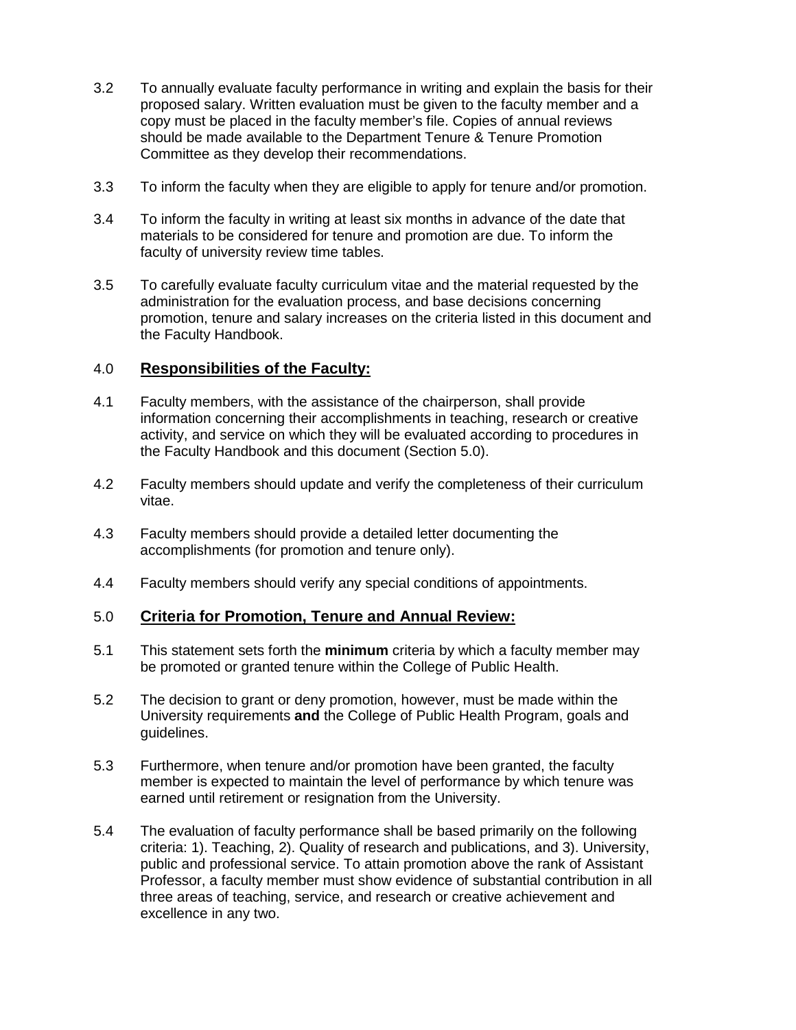3.2 To annually evaluate faculty performance in writing and explain the basis for their proposed salary. Written evaluation must be given to the faculty member and a copy must be placed in the faculty member's file. Copies of annual reviews should be made available to the Department Tenure & Tenure Promotion Committee as they develop their recommendations.

3.3 To inform the faculty when they are eligible to apply for tenure and/or promotion.

3.4 To inform the faculty in writing at least six months in advance of the date that materials to be considered for tenure and promotion are due. To inform the faculty of university review time tables.

3.5 To carefully evaluate faculty curriculum vitae and the material requested by the administration for the evaluation process, and base decisions concerning promotion, tenure and salary increases on the criteria listed in this document and the Faculty Handbook.

## 4.0 Responsibilities of the Faculty:

4.1 Faculty members, with the assistance of the chairperson, shall provide information concerning their accomplishments in teaching, research or creative activity, and service on which they will be evaluated according to procedures in the Faculty Handbook and this document (Section 5.0).

4.2 Faculty members should update and verify the completeness of their curriculum vitae.

4.3 Faculty members should provide a detailed letter documenting the accomplishments (for promotion and tenure only).

4.4 Faculty members should verify any special conditions of appointments.

## 5.0 Criteria for Promotion, Tenure and Annual Review:

5.1 This statement sets forth the **minimum** criteria by which a faculty member may be promoted or granted tenure within the College of Public Health.

5.2 The decision to grant or deny promotion, however, must be made within the University requirements **and** the College of Public Health Program, goals and guidelines.

5.3 Furthermore, when tenure and/or promotion have been granted, the faculty member is expected to maintain the level of performance by which tenure was earned until retirement or resignation from the University.

5.4 The evaluation of faculty performance shall be based primarily on the following criteria: 1). Teaching, 2). Quality of research and publications, and 3). University, public and professional service. To attain promotion above the rank of Assistant Professor, a faculty member must show evidence of substantial contribution in all three areas of teaching, service, and research or creative achievement and excellence in any two.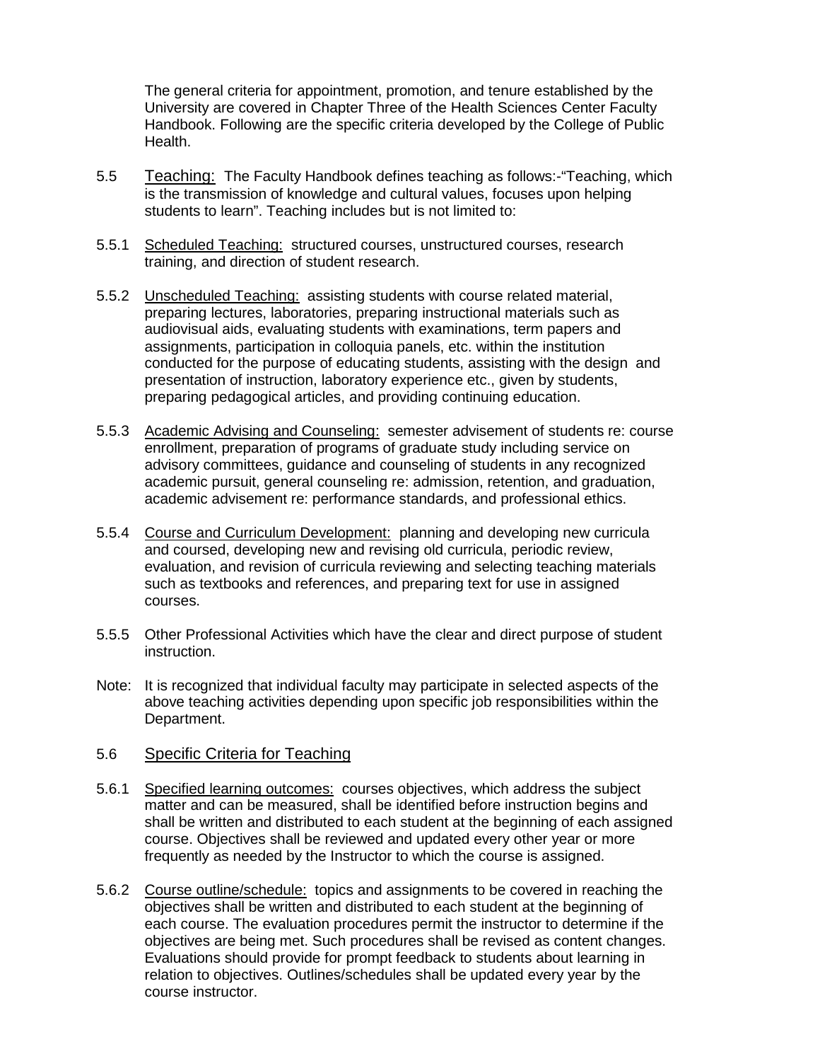The general criteria for appointment, promotion, and tenure established by the University are covered in Chapter Three of the Health Sciences Center Faculty Handbook. Following are the specific criteria developed by the College of Public Health.

5.5 Teaching: The Faculty Handbook defines teaching as follows:-"Teaching, which is the transmission of knowledge and cultural values, focuses upon helping students to learn". Teaching includes but is not limited to:

5.5.1 Scheduled Teaching: structured courses, unstructured courses, research training, and direction of student research.

5.5.2 Unscheduled Teaching: assisting students with course related material, preparing lectures, laboratories, preparing instructional materials such as audiovisual aids, evaluating students with examinations, term papers and assignments, participation in colloquia panels, etc. within the institution conducted for the purpose of educating students, assisting with the design and presentation of instruction, laboratory experience etc., given by students, preparing pedagogical articles, and providing continuing education.

5.5.3 Academic Advising and Counseling: semester advisement of students re: course enrollment, preparation of programs of graduate study including service on advisory committees, guidance and counseling of students in any recognized academic pursuit, general counseling re: admission, retention, and graduation, academic advisement re: performance standards, and professional ethics.

5.5.4 Course and Curriculum Development: planning and developing new curricula and coursed, developing new and revising old curricula, periodic review, evaluation, and revision of curricula reviewing and selecting teaching materials such as textbooks and references, and preparing text for use in assigned courses.

5.5.5 Other Professional Activities which have the clear and direct purpose of student instruction.

Note: It is recognized that individual faculty may participate in selected aspects of the above teaching activities depending upon specific job responsibilities within the Department.

5.6 Specific Criteria for Teaching

5.6.1 Specified learning outcomes: courses objectives, which address the subject matter and can be measured, shall be identified before instruction begins and shall be written and distributed to each student at the beginning of each assigned course. Objectives shall be reviewed and updated every other year or more frequently as needed by the Instructor to which the course is assigned.

5.6.2 Course outline/schedule: topics and assignments to be covered in reaching the objectives shall be written and distributed to each student at the beginning of each course. The evaluation procedures permit the instructor to determine if the objectives are being met. Such procedures shall be revised as content changes. Evaluations should provide for prompt feedback to students about learning in relation to objectives. Outlines/schedules shall be updated every year by the course instructor.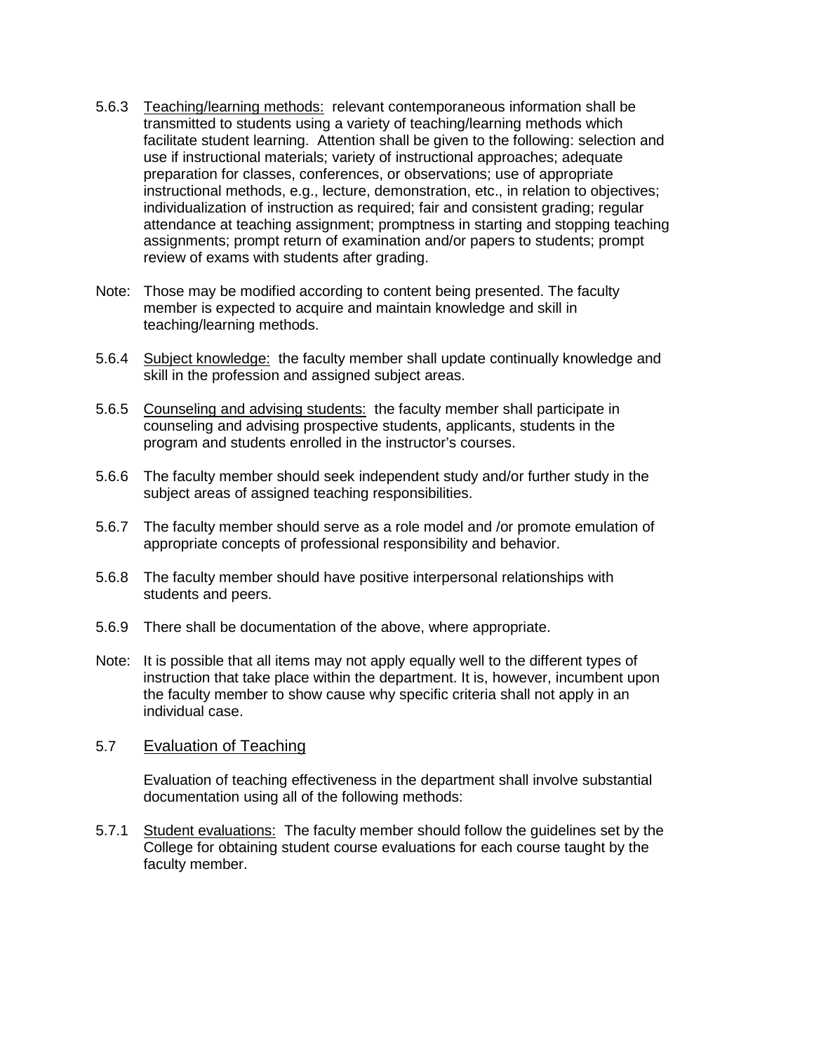5.6.3 Teaching/learning methods: relevant contemporaneous information shall be transmitted to students using a variety of teaching/learning methods which facilitate student learning. Attention shall be given to the following: selection and use if instructional materials; variety of instructional approaches; adequate preparation for classes, conferences, or observations; use of appropriate instructional methods, e.g., lecture, demonstration, etc., in relation to objectives; individualization of instruction as required; fair and consistent grading; regular attendance at teaching assignment; promptness in starting and stopping teaching assignments; prompt return of examination and/or papers to students; prompt review of exams with students after grading.

Note: Those may be modified according to content being presented. The faculty member is expected to acquire and maintain knowledge and skill in teaching/learning methods.

5.6.4 Subject knowledge: the faculty member shall update continually knowledge and skill in the profession and assigned subject areas.

5.6.5 Counseling and advising students: the faculty member shall participate in counseling and advising prospective students, applicants, students in the program and students enrolled in the instructor's courses.

5.6.6 The faculty member should seek independent study and/or further study in the subject areas of assigned teaching responsibilities.

5.6.7 The faculty member should serve as a role model and /or promote emulation of appropriate concepts of professional responsibility and behavior.

5.6.8 The faculty member should have positive interpersonal relationships with students and peers.

5.6.9 There shall be documentation of the above, where appropriate.

Note: It is possible that all items may not apply equally well to the different types of instruction that take place within the department. It is, however, incumbent upon the faculty member to show cause why specific criteria shall not apply in an individual case.

## 5.7 Evaluation of Teaching

Evaluation of teaching effectiveness in the department shall involve substantial documentation using all of the following methods:

5.7.1 Student evaluations: The faculty member should follow the guidelines set by the College for obtaining student course evaluations for each course taught by the faculty member.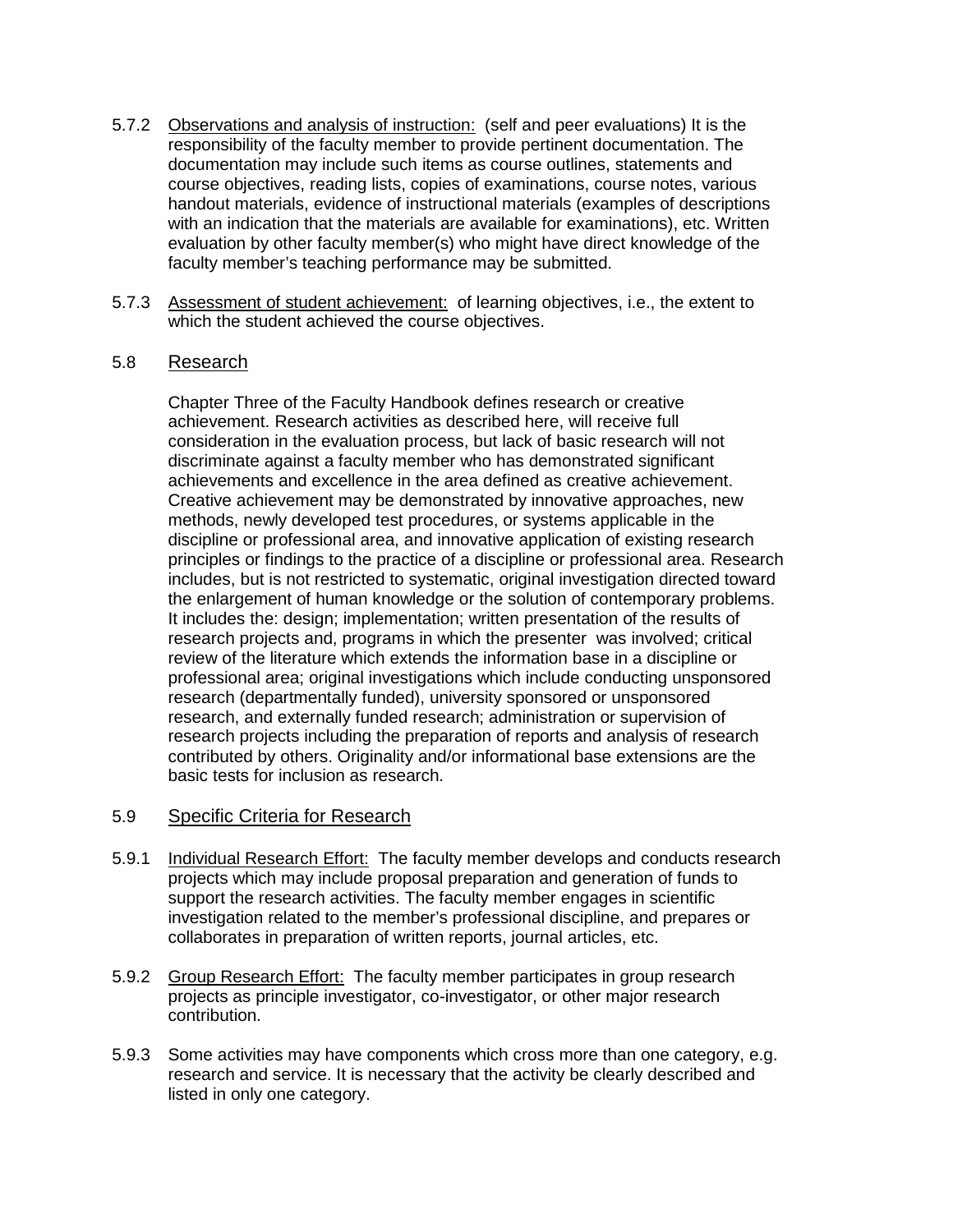5.7.2 Observations and analysis of instruction: (self and peer evaluations) It is the responsibility of the faculty member to provide pertinent documentation. The documentation may include such items as course outlines, statements and course objectives, reading lists, copies of examinations, course notes, various handout materials, evidence of instructional materials (examples of descriptions with an indication that the materials are available for examinations), etc. Written evaluation by other faculty member(s) who might have direct knowledge of the faculty member's teaching performance may be submitted.

5.7.3 Assessment of student achievement: of learning objectives, i.e., the extent to which the student achieved the course objectives.

## 5.8 Research

Chapter Three of the Faculty Handbook defines research or creative achievement. Research activities as described here, will receive full consideration in the evaluation process, but lack of basic research will not discriminate against a faculty member who has demonstrated significant achievements and excellence in the area defined as creative achievement. Creative achievement may be demonstrated by innovative approaches, new methods, newly developed test procedures, or systems applicable in the discipline or professional area, and innovative application of existing research principles or findings to the practice of a discipline or professional area. Research includes, but is not restricted to systematic, original investigation directed toward the enlargement of human knowledge or the solution of contemporary problems. It includes the: design; implementation; written presentation of the results of research projects and, programs in which the presenter was involved; critical review of the literature which extends the information base in a discipline or professional area; original investigations which include conducting unsponsored research (departmentally funded), university sponsored or unsponsored research, and externally funded research; administration or supervision of research projects including the preparation of reports and analysis of research contributed by others. Originality and/or informational base extensions are the basic tests for inclusion as research.

## 5.9 Specific Criteria for Research

5.9.1 Individual Research Effort: The faculty member develops and conducts research projects which may include proposal preparation and generation of funds to support the research activities. The faculty member engages in scientific investigation related to the member's professional discipline, and prepares or collaborates in preparation of written reports, journal articles, etc.

5.9.2 Group Research Effort: The faculty member participates in group research projects as principle investigator, co-investigator, or other major research contribution.

5.9.3 Some activities may have components which cross more than one category, e.g. research and service. It is necessary that the activity be clearly described and listed in only one category.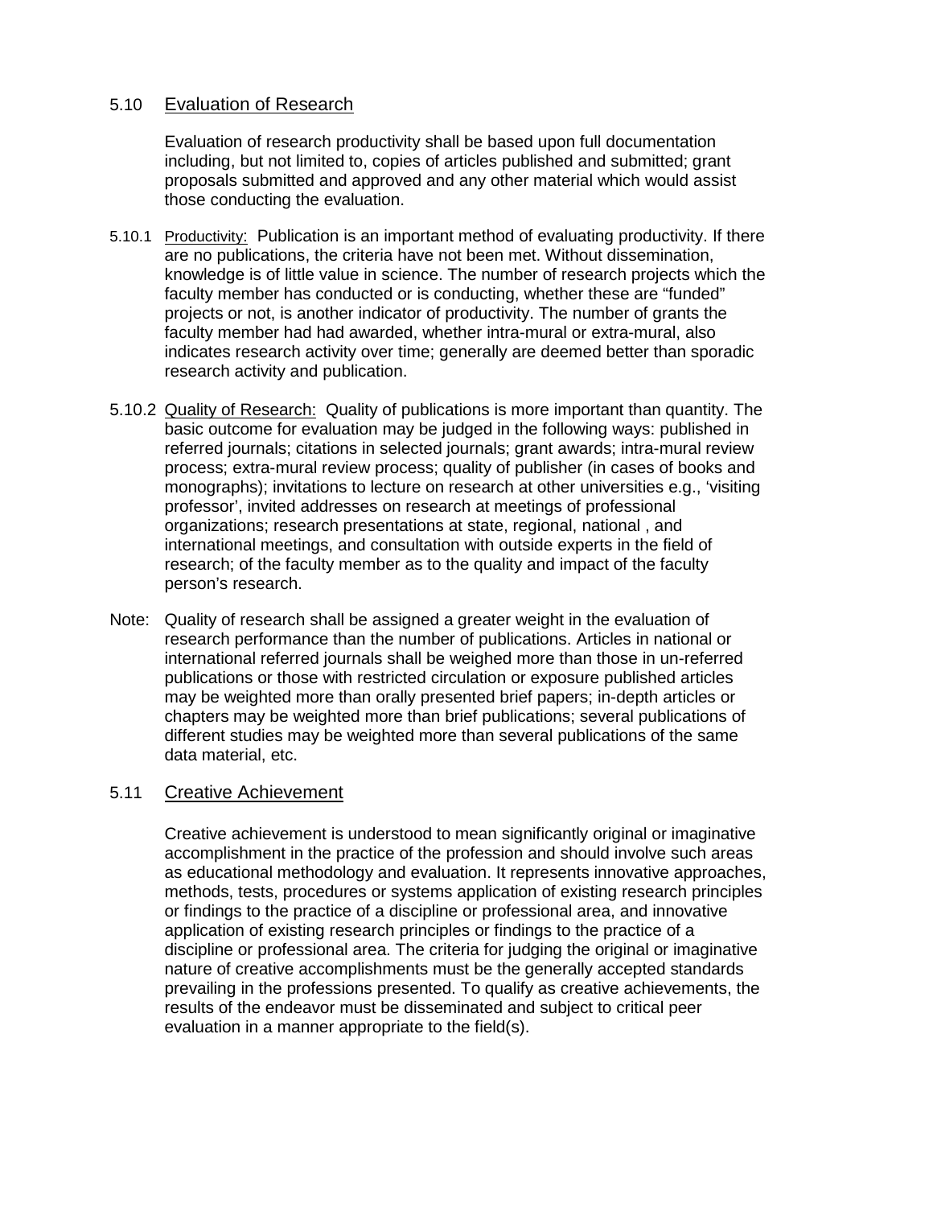### 5.10 Evaluation of Research

Evaluation of research productivity shall be based upon full documentation including, but not limited to, copies of articles published and submitted; grant proposals submitted and approved and any other material which would assist those conducting the evaluation.

5.10.1 Productivity: Publication is an important method of evaluating productivity. If there are no publications, the criteria have not been met. Without dissemination, knowledge is of little value in science. The number of research projects which the faculty member has conducted or is conducting, whether these are "funded" projects or not, is another indicator of productivity. The number of grants the faculty member had had awarded, whether intra-mural or extra-mural, also indicates research activity over time; generally are deemed better than sporadic research activity and publication.

5.10.2 Quality of Research: Quality of publications is more important than quantity. The basic outcome for evaluation may be judged in the following ways: published in referred journals; citations in selected journals; grant awards; intra-mural review process; extra-mural review process; quality of publisher (in cases of books and monographs); invitations to lecture on research at other universities e.g., 'visiting professor', invited addresses on research at meetings of professional organizations; research presentations at state, regional, national , and international meetings, and consultation with outside experts in the field of research; of the faculty member as to the quality and impact of the faculty person's research.

Note: Quality of research shall be assigned a greater weight in the evaluation of research performance than the number of publications. Articles in national or international referred journals shall be weighed more than those in un-referred publications or those with restricted circulation or exposure published articles may be weighted more than orally presented brief papers; in-depth articles or chapters may be weighted more than brief publications; several publications of different studies may be weighted more than several publications of the same data material, etc.

### 5.11 Creative Achievement

Creative achievement is understood to mean significantly original or imaginative accomplishment in the practice of the profession and should involve such areas as educational methodology and evaluation. It represents innovative approaches, methods, tests, procedures or systems application of existing research principles or findings to the practice of a discipline or professional area, and innovative application of existing research principles or findings to the practice of a discipline or professional area. The criteria for judging the original or imaginative nature of creative accomplishments must be the generally accepted standards prevailing in the professions presented. To qualify as creative achievements, the results of the endeavor must be disseminated and subject to critical peer evaluation in a manner appropriate to the field(s).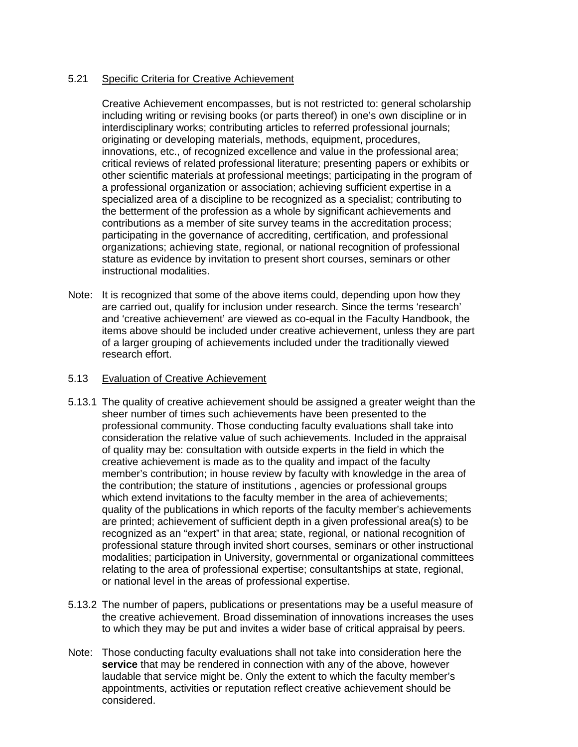## 5.21 Specific Criteria for Creative Achievement

Creative Achievement encompasses, but is not restricted to: general scholarship including writing or revising books (or parts thereof) in one's own discipline or in interdisciplinary works; contributing articles to referred professional journals; originating or developing materials, methods, equipment, procedures, innovations, etc., of recognized excellence and value in the professional area; critical reviews of related professional literature; presenting papers or exhibits or other scientific materials at professional meetings; participating in the program of a professional organization or association; achieving sufficient expertise in a specialized area of a discipline to be recognized as a specialist; contributing to the betterment of the profession as a whole by significant achievements and contributions as a member of site survey teams in the accreditation process; participating in the governance of accrediting, certification, and professional organizations; achieving state, regional, or national recognition of professional stature as evidence by invitation to present short courses, seminars or other instructional modalities.

Note: It is recognized that some of the above items could, depending upon how they are carried out, qualify for inclusion under research. Since the terms 'research' and 'creative achievement' are viewed as co-equal in the Faculty Handbook, the items above should be included under creative achievement, unless they are part of a larger grouping of achievements included under the traditionally viewed research effort.

## 5.13 Evaluation of Creative Achievement

5.13.1 The quality of creative achievement should be assigned a greater weight than the sheer number of times such achievements have been presented to the professional community. Those conducting faculty evaluations shall take into consideration the relative value of such achievements. Included in the appraisal of quality may be: consultation with outside experts in the field in which the creative achievement is made as to the quality and impact of the faculty member's contribution; in house review by faculty with knowledge in the area of the contribution; the stature of institutions , agencies or professional groups which extend invitations to the faculty member in the area of achievements; quality of the publications in which reports of the faculty member's achievements are printed; achievement of sufficient depth in a given professional area(s) to be recognized as an "expert" in that area; state, regional, or national recognition of professional stature through invited short courses, seminars or other instructional modalities; participation in University, governmental or organizational committees relating to the area of professional expertise; consultantships at state, regional, or national level in the areas of professional expertise.

5.13.2 The number of papers, publications or presentations may be a useful measure of the creative achievement. Broad dissemination of innovations increases the uses to which they may be put and invites a wider base of critical appraisal by peers.

Note: Those conducting faculty evaluations shall not take into consideration here the **service** that may be rendered in connection with any of the above, however laudable that service might be. Only the extent to which the faculty member's appointments, activities or reputation reflect creative achievement should be considered.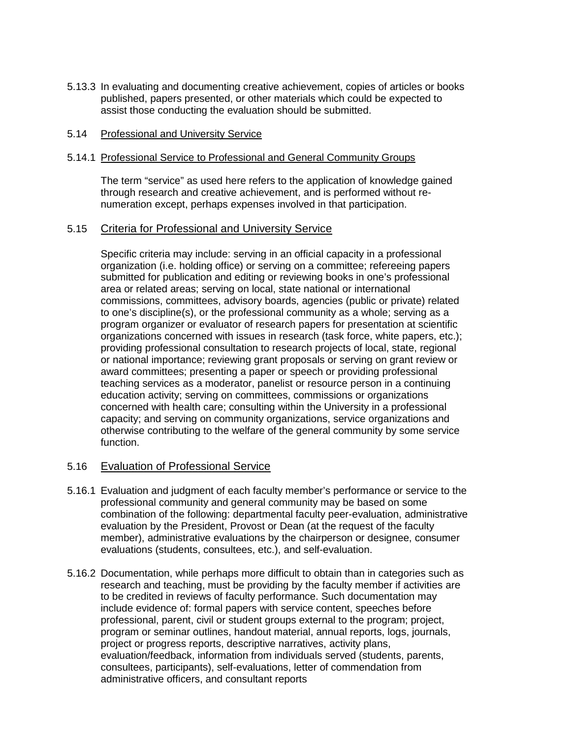5.13.3 In evaluating and documenting creative achievement, copies of articles or books published, papers presented, or other materials which could be expected to assist those conducting the evaluation should be submitted.

### 5.14 Professional and University Service

#### 5.14.1 Professional Service to Professional and General Community Groups

The term "service" as used here refers to the application of knowledge gained through research and creative achievement, and is performed without re-numeration except, perhaps expenses involved in that participation.

### 5.15 Criteria for Professional and University Service

Specific criteria may include: serving in an official capacity in a professional organization (i.e. holding office) or serving on a committee; refereeing papers submitted for publication and editing or reviewing books in one's professional area or related areas; serving on local, state national or international commissions, committees, advisory boards, agencies (public or private) related to one's discipline(s), or the professional community as a whole; serving as a program organizer or evaluator of research papers for presentation at scientific organizations concerned with issues in research (task force, white papers, etc.); providing professional consultation to research projects of local, state, regional or national importance; reviewing grant proposals or serving on grant review or award committees; presenting a paper or speech or providing professional teaching services as a moderator, panelist or resource person in a continuing education activity; serving on committees, commissions or organizations concerned with health care; consulting within the University in a professional capacity; and serving on community organizations, service organizations and otherwise contributing to the welfare of the general community by some service function.

### 5.16 Evaluation of Professional Service

5.16.1 Evaluation and judgment of each faculty member's performance or service to the professional community and general community may be based on some combination of the following: departmental faculty peer-evaluation, administrative evaluation by the President, Provost or Dean (at the request of the faculty member), administrative evaluations by the chairperson or designee, consumer evaluations (students, consultees, etc.), and self-evaluation.

5.16.2 Documentation, while perhaps more difficult to obtain than in categories such as research and teaching, must be providing by the faculty member if activities are to be credited in reviews of faculty performance. Such documentation may include evidence of: formal papers with service content, speeches before professional, parent, civil or student groups external to the program; project, program or seminar outlines, handout material, annual reports, logs, journals, project or progress reports, descriptive narratives, activity plans, evaluation/feedback, information from individuals served (students, parents, consultees, participants), self-evaluations, letter of commendation from administrative officers, and consultant reports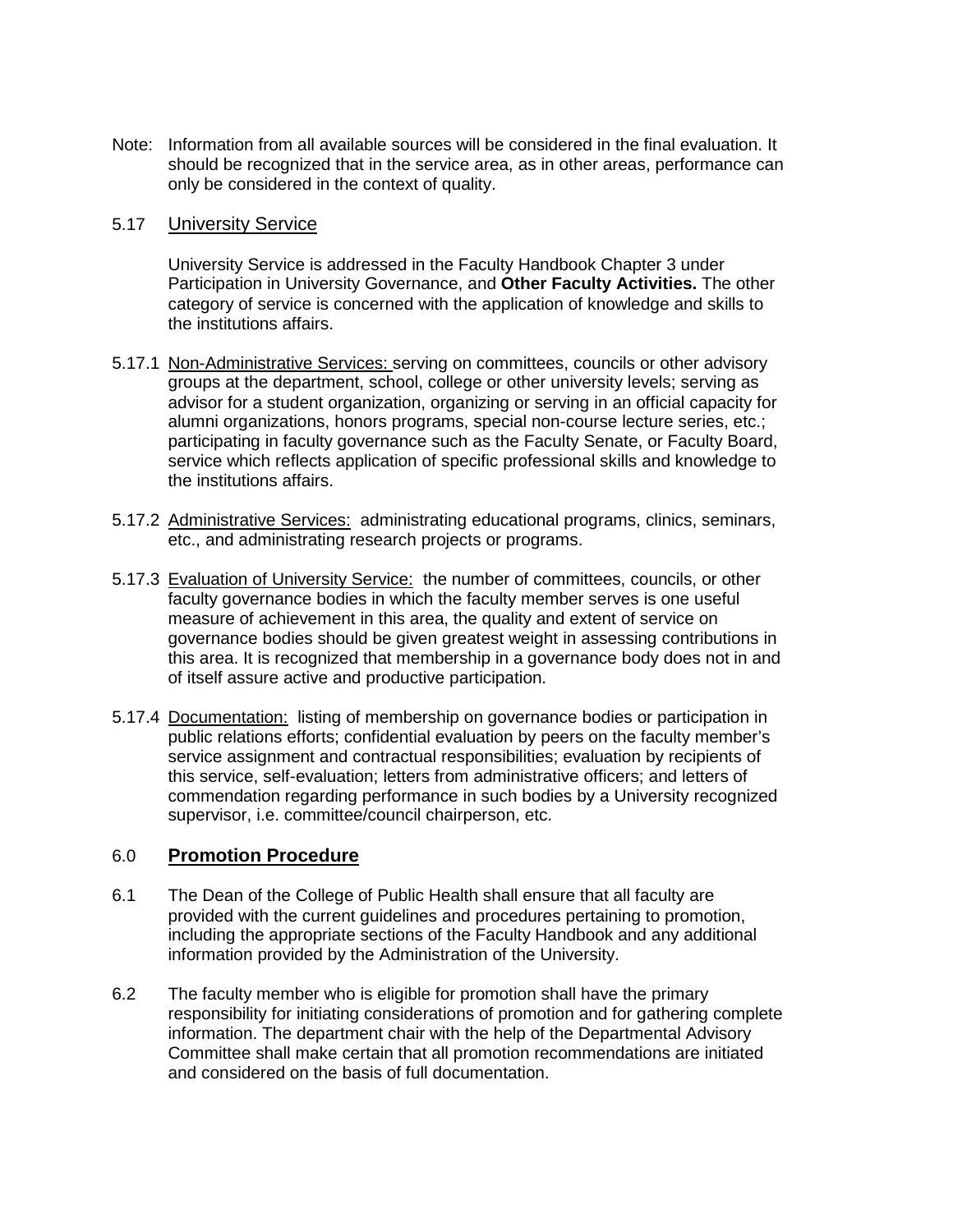Note: Information from all available sources will be considered in the final evaluation. It should be recognized that in the service area, as in other areas, performance can only be considered in the context of quality.

5.17 University Service

University Service is addressed in the Faculty Handbook Chapter 3 under Participation in University Governance, and **Other Faculty Activities.** The other category of service is concerned with the application of knowledge and skills to the institutions affairs.

5.17.1 Non-Administrative Services: serving on committees, councils or other advisory groups at the department, school, college or other university levels; serving as advisor for a student organization, organizing or serving in an official capacity for alumni organizations, honors programs, special non-course lecture series, etc.; participating in faculty governance such as the Faculty Senate, or Faculty Board, service which reflects application of specific professional skills and knowledge to the institutions affairs.

5.17.2 Administrative Services: administrating educational programs, clinics, seminars, etc., and administrating research projects or programs.

5.17.3 Evaluation of University Service: the number of committees, councils, or other faculty governance bodies in which the faculty member serves is one useful measure of achievement in this area, the quality and extent of service on governance bodies should be given greatest weight in assessing contributions in this area. It is recognized that membership in a governance body does not in and of itself assure active and productive participation.

5.17.4 Documentation: listing of membership on governance bodies or participation in public relations efforts; confidential evaluation by peers on the faculty member's service assignment and contractual responsibilities; evaluation by recipients of this service, self-evaluation; letters from administrative officers; and letters of commendation regarding performance in such bodies by a University recognized supervisor, i.e. committee/council chairperson, etc.

## 6.0 Promotion Procedure

6.1 The Dean of the College of Public Health shall ensure that all faculty are provided with the current guidelines and procedures pertaining to promotion, including the appropriate sections of the Faculty Handbook and any additional information provided by the Administration of the University.

6.2 The faculty member who is eligible for promotion shall have the primary responsibility for initiating considerations of promotion and for gathering complete information. The department chair with the help of the Departmental Advisory Committee shall make certain that all promotion recommendations are initiated and considered on the basis of full documentation.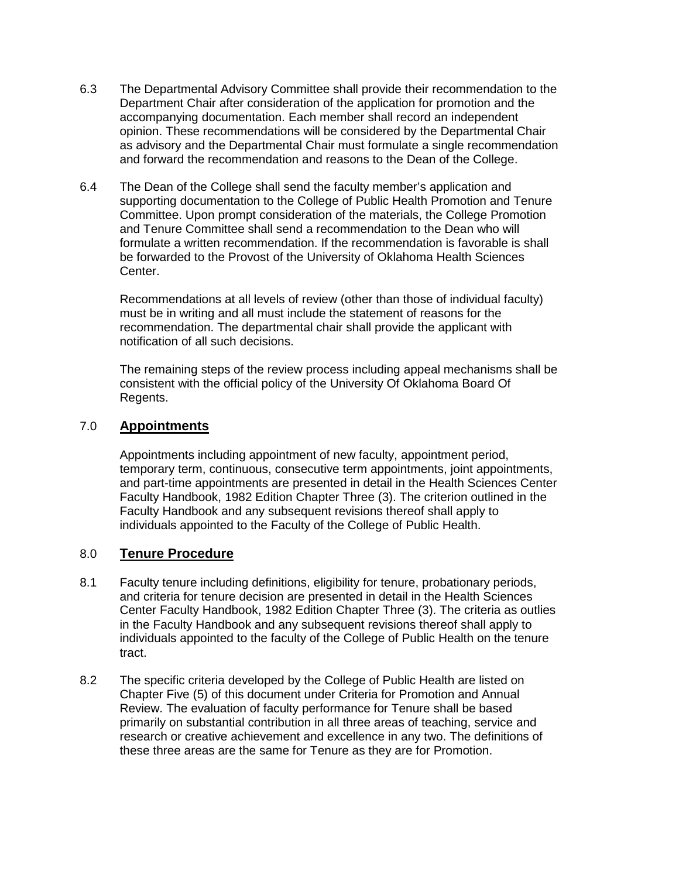6.3 The Departmental Advisory Committee shall provide their recommendation to the Department Chair after consideration of the application for promotion and the accompanying documentation. Each member shall record an independent opinion. These recommendations will be considered by the Departmental Chair as advisory and the Departmental Chair must formulate a single recommendation and forward the recommendation and reasons to the Dean of the College.

6.4 The Dean of the College shall send the faculty member's application and supporting documentation to the College of Public Health Promotion and Tenure Committee. Upon prompt consideration of the materials, the College Promotion and Tenure Committee shall send a recommendation to the Dean who will formulate a written recommendation. If the recommendation is favorable is shall be forwarded to the Provost of the University of Oklahoma Health Sciences Center.

Recommendations at all levels of review (other than those of individual faculty) must be in writing and all must include the statement of reasons for the recommendation. The departmental chair shall provide the applicant with notification of all such decisions.

The remaining steps of the review process including appeal mechanisms shall be consistent with the official policy of the University Of Oklahoma Board Of Regents.

## 7.0 **Appointments**

Appointments including appointment of new faculty, appointment period, temporary term, continuous, consecutive term appointments, joint appointments, and part-time appointments are presented in detail in the Health Sciences Center Faculty Handbook, 1982 Edition Chapter Three (3). The criterion outlined in the Faculty Handbook and any subsequent revisions thereof shall apply to individuals appointed to the Faculty of the College of Public Health.

## 8.0 **Tenure Procedure**

8.1 Faculty tenure including definitions, eligibility for tenure, probationary periods, and criteria for tenure decision are presented in detail in the Health Sciences Center Faculty Handbook, 1982 Edition Chapter Three (3). The criteria as outlies in the Faculty Handbook and any subsequent revisions thereof shall apply to individuals appointed to the faculty of the College of Public Health on the tenure tract.

8.2 The specific criteria developed by the College of Public Health are listed on Chapter Five (5) of this document under Criteria for Promotion and Annual Review. The evaluation of faculty performance for Tenure shall be based primarily on substantial contribution in all three areas of teaching, service and research or creative achievement and excellence in any two. The definitions of these three areas are the same for Tenure as they are for Promotion.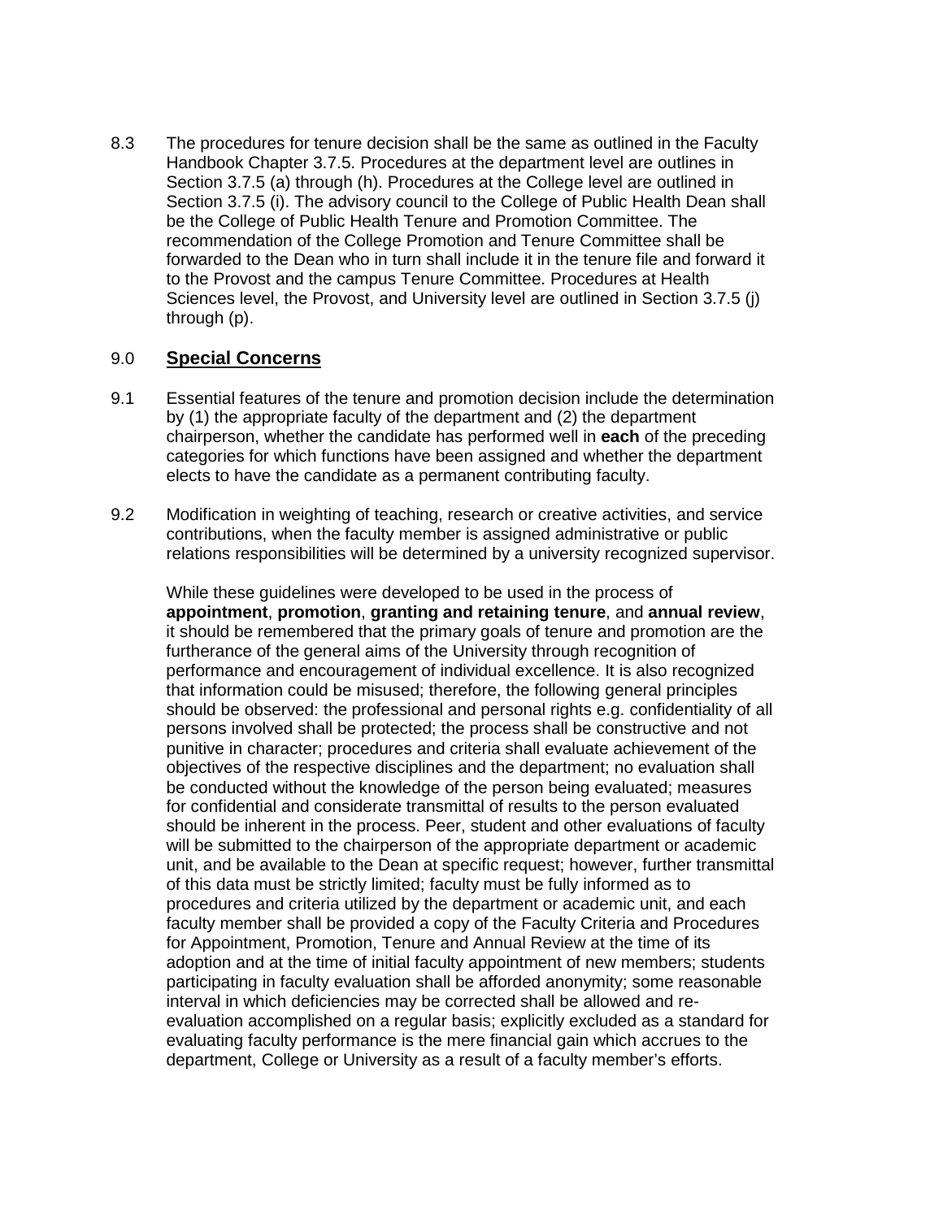8.3 The procedures for tenure decision shall be the same as outlined in the Faculty Handbook Chapter 3.7.5. Procedures at the department level are outlines in Section 3.7.5 (a) through (h). Procedures at the College level are outlined in Section 3.7.5 (i). The advisory council to the College of Public Health Dean shall be the College of Public Health Tenure and Promotion Committee. The recommendation of the College Promotion and Tenure Committee shall be forwarded to the Dean who in turn shall include it in the tenure file and forward it to the Provost and the campus Tenure Committee. Procedures at Health Sciences level, the Provost, and University level are outlined in Section 3.7.5 (j) through (p).

## 9.0 <u>Special Concerns</u>

9.1 Essential features of the tenure and promotion decision include the determination by (1) the appropriate faculty of the department and (2) the department chairperson, whether the candidate has performed well in **each** of the preceding categories for which functions have been assigned and whether the department elects to have the candidate as a permanent contributing faculty.

9.2 Modification in weighting of teaching, research or creative activities, and service contributions, when the faculty member is assigned administrative or public relations responsibilities will be determined by a university recognized supervisor.

While these guidelines were developed to be used in the process of **appointment**, **promotion**, **granting and retaining tenure**, and **annual review**, it should be remembered that the primary goals of tenure and promotion are the furtherance of the general aims of the University through recognition of performance and encouragement of individual excellence. It is also recognized that information could be misused; therefore, the following general principles should be observed: the professional and personal rights e.g. confidentiality of all persons involved shall be protected; the process shall be constructive and not punitive in character; procedures and criteria shall evaluate achievement of the objectives of the respective disciplines and the department; no evaluation shall be conducted without the knowledge of the person being evaluated; measures for confidential and considerate transmittal of results to the person evaluated should be inherent in the process. Peer, student and other evaluations of faculty will be submitted to the chairperson of the appropriate department or academic unit, and be available to the Dean at specific request; however, further transmittal of this data must be strictly limited; faculty must be fully informed as to procedures and criteria utilized by the department or academic unit, and each faculty member shall be provided a copy of the Faculty Criteria and Procedures for Appointment, Promotion, Tenure and Annual Review at the time of its adoption and at the time of initial faculty appointment of new members; students participating in faculty evaluation shall be afforded anonymity; some reasonable interval in which deficiencies may be corrected shall be allowed and re-evaluation accomplished on a regular basis; explicitly excluded as a standard for evaluating faculty performance is the mere financial gain which accrues to the department, College or University as a result of a faculty member's efforts.